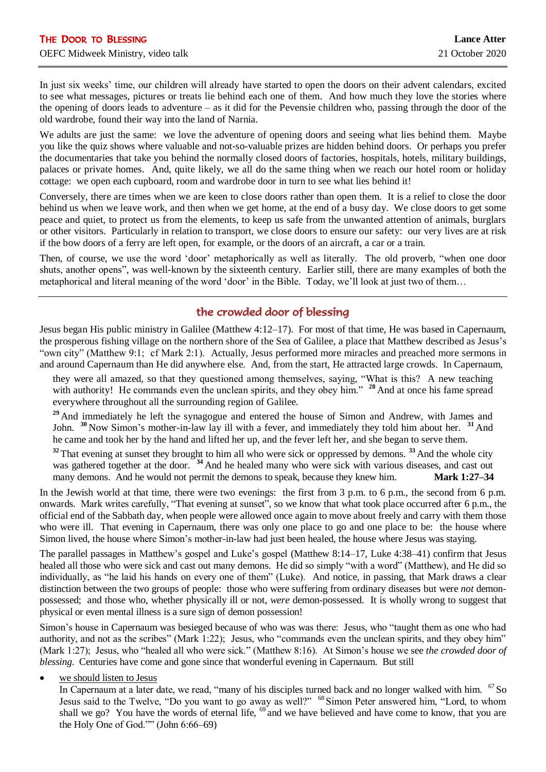# THE DOOR TO BLESSING

OEFC Midweek Ministry, video talk

**Lance Atter**

21 October 2020

---

In just six weeks' time, our children will already have started to open the doors on their advent calendars, excited to see what messages, pictures or treats lie behind each one of them. And how much they love the stories where the opening of doors leads to adventure – as it did for the Pevensie children who, passing through the door of the old wardrobe, found their way into the land of Narnia.

We adults are just the same: we love the adventure of opening doors and seeing what lies behind them. Maybe you like the quiz shows where valuable and not-so-valuable prizes are hidden behind doors. Or perhaps you prefer the documentaries that take you behind the normally closed doors of factories, hospitals, hotels, military buildings, palaces or private homes. And, quite likely, we all do the same thing when we reach our hotel room or holiday cottage: we open each cupboard, room and wardrobe door in turn to see what lies behind it!

Conversely, there are times when we are keen to close doors rather than open them. It is a relief to close the door behind us when we leave work, and then when we get home, at the end of a busy day. We close doors to get some peace and quiet, to protect us from the elements, to keep us safe from the unwanted attention of animals, burglars or other visitors. Particularly in relation to transport, we close doors to ensure our safety: our very lives are at risk if the bow doors of a ferry are left open, for example, or the doors of an aircraft, a car or a train.

Then, of course, we use the word 'door' metaphorically as well as literally. The old proverb, "when one door shuts, another opens", was well-known by the sixteenth century. Earlier still, there are many examples of both the metaphorical and literal meaning of the word 'door' in the Bible. Today, we'll look at just two of them…

---

## the crowded door of blessing

Jesus began His public ministry in Galilee (Matthew 4:12–17). For most of that time, He was based in Capernaum, the prosperous fishing village on the northern shore of the Sea of Galilee, a place that Matthew described as Jesus's "own city" (Matthew 9:1; cf Mark 2:1). Actually, Jesus performed more miracles and preached more sermons in and around Capernaum than He did anywhere else. And, from the start, He attracted large crowds. In Capernaum,

> they were all amazed, so that they questioned among themselves, saying, "What is this? A new teaching with authority! He commands even the unclean spirits, and they obey him." [28] And at once his fame spread everywhere throughout all the surrounding region of Galilee.
>
> [29] And immediately he left the synagogue and entered the house of Simon and Andrew, with James and John. [30] Now Simon's mother-in-law lay ill with a fever, and immediately they told him about her. [31] And he came and took her by the hand and lifted her up, and the fever left her, and she began to serve them.
>
> [32] That evening at sunset they brought to him all who were sick or oppressed by demons. [33] And the whole city was gathered together at the door. [34] And he healed many who were sick with various diseases, and cast out many demons. And he would not permit the demons to speak, because they knew him. **Mark 1:27–34**

In the Jewish world at that time, there were two evenings: the first from 3 p.m. to 6 p.m., the second from 6 p.m. onwards. Mark writes carefully, "That evening at sunset", so we know that what took place occurred after 6 p.m., the official end of the Sabbath day, when people were allowed once again to move about freely and carry with them those who were ill. That evening in Capernaum, there was only one place to go and one place to be: the house where Simon lived, the house where Simon's mother-in-law had just been healed, the house where Jesus was staying.

The parallel passages in Matthew's gospel and Luke's gospel (Matthew 8:14–17, Luke 4:38–41) confirm that Jesus healed all those who were sick and cast out many demons. He did so simply "with a word" (Matthew), and He did so individually, as "he laid his hands on every one of them" (Luke). And notice, in passing, that Mark draws a clear distinction between the two groups of people: those who were suffering from ordinary diseases but were *not* demon-possessed; and those who, whether physically ill or not, *were* demon-possessed. It is wholly wrong to suggest that physical or even mental illness is a sure sign of demon possession!

Simon's house in Capernaum was besieged because of who was was there: Jesus, who "taught them as one who had authority, and not as the scribes" (Mark 1:22); Jesus, who "commands even the unclean spirits, and they obey him" (Mark 1:27); Jesus, who "healed all who were sick." (Matthew 8:16). At Simon's house we see *the crowded door of blessing*. Centuries have come and gone since that wonderful evening in Capernaum. But still

- <u>we should listen to Jesus</u>
  In Capernaum at a later date, we read, "many of his disciples turned back and no longer walked with him. [67] So Jesus said to the Twelve, "Do you want to go away as well?" [68] Simon Peter answered him, "Lord, to whom shall we go? You have the words of eternal life, [69] and we have believed and have come to know, that you are the Holy One of God."" (John 6:66–69)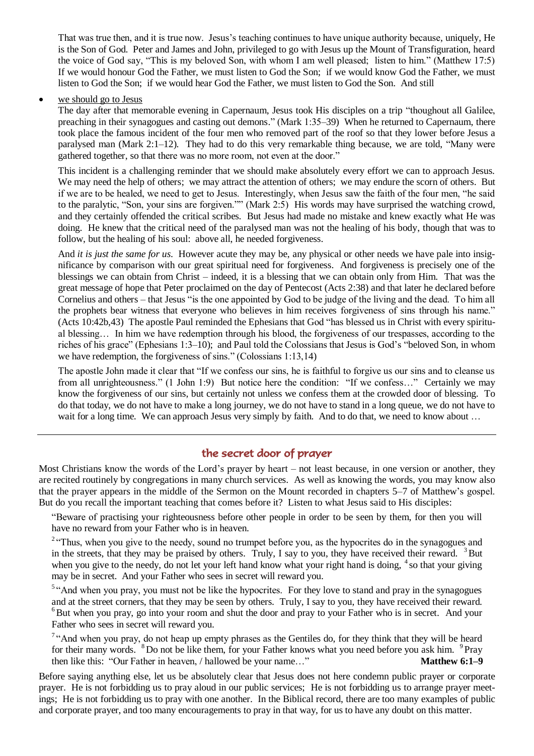That was true then, and it is true now. Jesus's teaching continues to have unique authority because, uniquely, He is the Son of God. Peter and James and John, privileged to go with Jesus up the Mount of Transfiguration, heard the voice of God say, "This is my beloved Son, with whom I am well pleased; listen to him." (Matthew 17:5) If we would honour God the Father, we must listen to God the Son; if we would know God the Father, we must listen to God the Son; if we would hear God the Father, we must listen to God the Son. And still

- we should go to Jesus

  The day after that memorable evening in Capernaum, Jesus took His disciples on a trip "thoughout all Galilee, preaching in their synagogues and casting out demons." (Mark 1:35–39) When he returned to Capernaum, there took place the famous incident of the four men who removed part of the roof so that they lower before Jesus a paralysed man (Mark 2:1–12). They had to do this very remarkable thing because, we are told, "Many were gathered together, so that there was no more room, not even at the door."

  This incident is a challenging reminder that we should make absolutely every effort we can to approach Jesus. We may need the help of others; we may attract the attention of others; we may endure the scorn of others. But if we are to be healed, we need to get to Jesus. Interestingly, when Jesus saw the faith of the four men, "he said to the paralytic, "Son, your sins are forgiven."" (Mark 2:5) His words may have surprised the watching crowd, and they certainly offended the critical scribes. But Jesus had made no mistake and knew exactly what He was doing. He knew that the critical need of the paralysed man was not the healing of his body, though that was to follow, but the healing of his soul: above all, he needed forgiveness.

  And *it is just the same for us*. However acute they may be, any physical or other needs we have pale into insignificance by comparison with our great spiritual need for forgiveness. And forgiveness is precisely one of the blessings we can obtain from Christ – indeed, it is a blessing that we can obtain only from Him. That was the great message of hope that Peter proclaimed on the day of Pentecost (Acts 2:38) and that later he declared before Cornelius and others – that Jesus "is the one appointed by God to be judge of the living and the dead. To him all the prophets bear witness that everyone who believes in him receives forgiveness of sins through his name." (Acts 10:42b,43) The apostle Paul reminded the Ephesians that God "has blessed us in Christ with every spiritual blessing… In him we have redemption through his blood, the forgiveness of our trespasses, according to the riches of his grace" (Ephesians 1:3–10); and Paul told the Colossians that Jesus is God's "beloved Son, in whom we have redemption, the forgiveness of sins." (Colossians 1:13,14)

  The apostle John made it clear that "If we confess our sins, he is faithful to forgive us our sins and to cleanse us from all unrighteousness." (1 John 1:9) But notice here the condition: "If we confess…" Certainly we may know the forgiveness of our sins, but certainly not unless we confess them at the crowded door of blessing. To do that today, we do not have to make a long journey, we do not have to stand in a long queue, we do not have to wait for a long time. We can approach Jesus very simply by faith. And to do that, we need to know about …

---

## the secret door of prayer

Most Christians know the words of the Lord's prayer by heart – not least because, in one version or another, they are recited routinely by congregations in many church services. As well as knowing the words, you may know also that the prayer appears in the middle of the Sermon on the Mount recorded in chapters 5–7 of Matthew's gospel. But do you recall the important teaching that comes before it? Listen to what Jesus said to His disciples:

> "Beware of practising your righteousness before other people in order to be seen by them, for then you will have no reward from your Father who is in heaven.
>
> [2] "Thus, when you give to the needy, sound no trumpet before you, as the hypocrites do in the synagogues and in the streets, that they may be praised by others. Truly, I say to you, they have received their reward. [3] But when you give to the needy, do not let your left hand know what your right hand is doing, [4] so that your giving may be in secret. And your Father who sees in secret will reward you.
>
> [5] "And when you pray, you must not be like the hypocrites. For they love to stand and pray in the synagogues and at the street corners, that they may be seen by others. Truly, I say to you, they have received their reward. [6] But when you pray, go into your room and shut the door and pray to your Father who is in secret. And your Father who sees in secret will reward you.
>
> [7] "And when you pray, do not heap up empty phrases as the Gentiles do, for they think that they will be heard for their many words. [8] Do not be like them, for your Father knows what you need before you ask him. [9] Pray then like this: "Our Father in heaven, / hallowed be your name…" **Matthew 6:1–9**

Before saying anything else, let us be absolutely clear that Jesus does not here condemn public prayer or corporate prayer. He is not forbidding us to pray aloud in our public services; He is not forbidding us to arrange prayer meetings; He is not forbidding us to pray with one another. In the Biblical record, there are too many examples of public and corporate prayer, and too many encouragements to pray in that way, for us to have any doubt on this matter.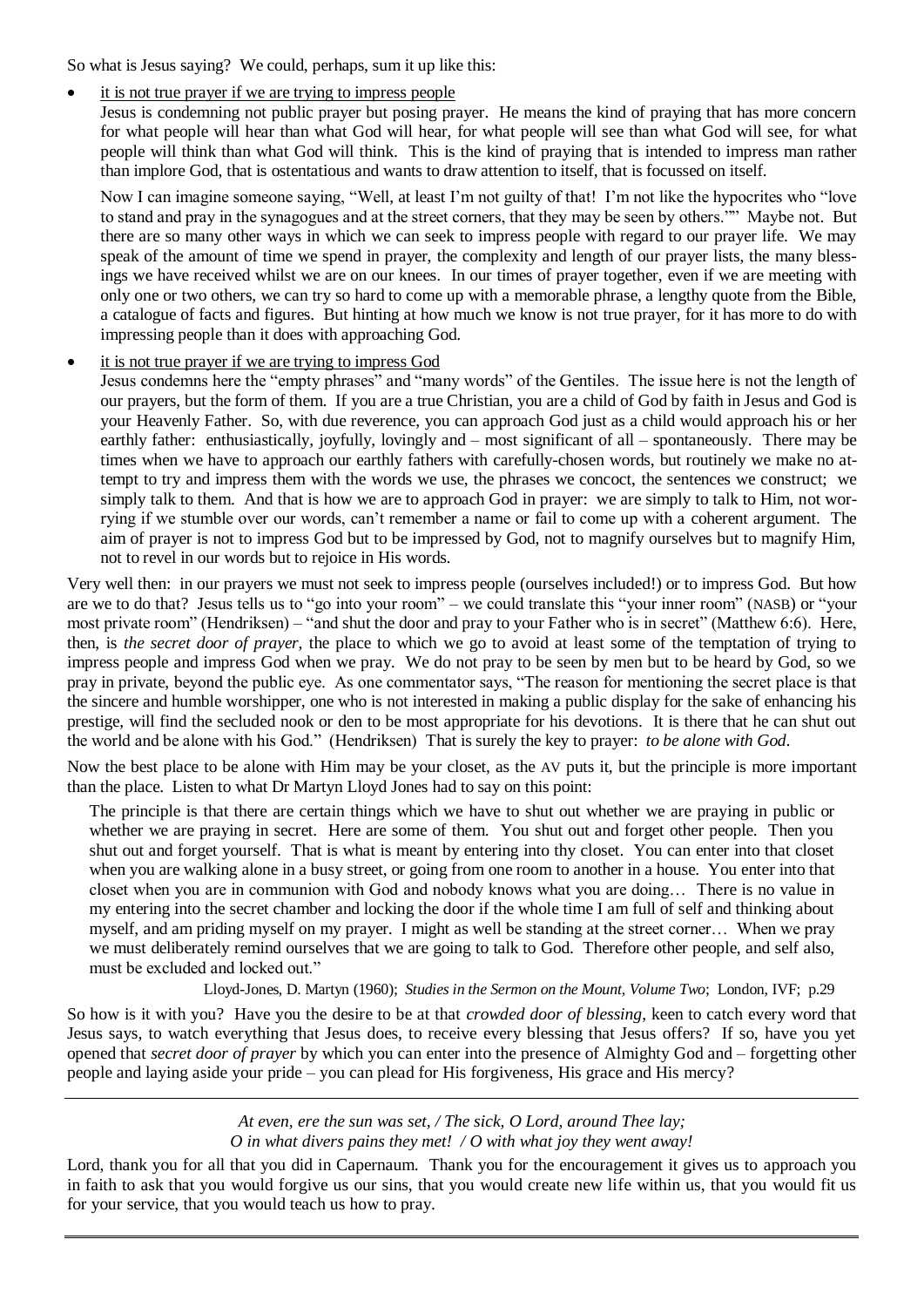So what is Jesus saying? We could, perhaps, sum it up like this:

- it is not true prayer if we are trying to impress people

  Jesus is condemning not public prayer but posing prayer. He means the kind of praying that has more concern for what people will hear than what God will hear, for what people will see than what God will see, for what people will think than what God will think. This is the kind of praying that is intended to impress man rather than implore God, that is ostentatious and wants to draw attention to itself, that is focussed on itself.

  Now I can imagine someone saying, "Well, at least I'm not guilty of that! I'm not like the hypocrites who "love to stand and pray in the synagogues and at the street corners, that they may be seen by others."" Maybe not. But there are so many other ways in which we can seek to impress people with regard to our prayer life. We may speak of the amount of time we spend in prayer, the complexity and length of our prayer lists, the many blessings we have received whilst we are on our knees. In our times of prayer together, even if we are meeting with only one or two others, we can try so hard to come up with a memorable phrase, a lengthy quote from the Bible, a catalogue of facts and figures. But hinting at how much we know is not true prayer, for it has more to do with impressing people than it does with approaching God.

- it is not true prayer if we are trying to impress God

  Jesus condemns here the "empty phrases" and "many words" of the Gentiles. The issue here is not the length of our prayers, but the form of them. If you are a true Christian, you are a child of God by faith in Jesus and God is your Heavenly Father. So, with due reverence, you can approach God just as a child would approach his or her earthly father: enthusiastically, joyfully, lovingly and – most significant of all – spontaneously. There may be times when we have to approach our earthly fathers with carefully-chosen words, but routinely we make no attempt to try and impress them with the words we use, the phrases we concoct, the sentences we construct; we simply talk to them. And that is how we are to approach God in prayer: we are simply to talk to Him, not worrying if we stumble over our words, can't remember a name or fail to come up with a coherent argument. The aim of prayer is not to impress God but to be impressed by God, not to magnify ourselves but to magnify Him, not to revel in our words but to rejoice in His words.

Very well then: in our prayers we must not seek to impress people (ourselves included!) or to impress God. But how are we to do that? Jesus tells us to "go into your room" – we could translate this "your inner room" (NASB) or "your most private room" (Hendriksen) – "and shut the door and pray to your Father who is in secret" (Matthew 6:6). Here, then, is *the secret door of prayer*, the place to which we go to avoid at least some of the temptation of trying to impress people and impress God when we pray. We do not pray to be seen by men but to be heard by God, so we pray in private, beyond the public eye. As one commentator says, "The reason for mentioning the secret place is that the sincere and humble worshipper, one who is not interested in making a public display for the sake of enhancing his prestige, will find the secluded nook or den to be most appropriate for his devotions. It is there that he can shut out the world and be alone with his God." (Hendriksen) That is surely the key to prayer: *to be alone with God*.

Now the best place to be alone with Him may be your closet, as the AV puts it, but the principle is more important than the place. Listen to what Dr Martyn Lloyd Jones had to say on this point:

> The principle is that there are certain things which we have to shut out whether we are praying in public or whether we are praying in secret. Here are some of them. You shut out and forget other people. Then you shut out and forget yourself. That is what is meant by entering into thy closet. You can enter into that closet when you are walking alone in a busy street, or going from one room to another in a house. You enter into that closet when you are in communion with God and nobody knows what you are doing… There is no value in my entering into the secret chamber and locking the door if the whole time I am full of self and thinking about myself, and am priding myself on my prayer. I might as well be standing at the street corner… When we pray we must deliberately remind ourselves that we are going to talk to God. Therefore other people, and self also, must be excluded and locked out."
>
> Lloyd-Jones, D. Martyn (1960); *Studies in the Sermon on the Mount, Volume Two*; London, IVF; p.29

So how is it with you? Have you the desire to be at that *crowded door of blessing*, keen to catch every word that Jesus says, to watch everything that Jesus does, to receive every blessing that Jesus offers? If so, have you yet opened that *secret door of prayer* by which you can enter into the presence of Almighty God and – forgetting other people and laying aside your pride – you can plead for His forgiveness, His grace and His mercy?

---

*At even, ere the sun was set, / The sick, O Lord, around Thee lay;*
*O in what divers pains they met! / O with what joy they went away!*

Lord, thank you for all that you did in Capernaum. Thank you for the encouragement it gives us to approach you in faith to ask that you would forgive us our sins, that you would create new life within us, that you would fit us for your service, that you would teach us how to pray.